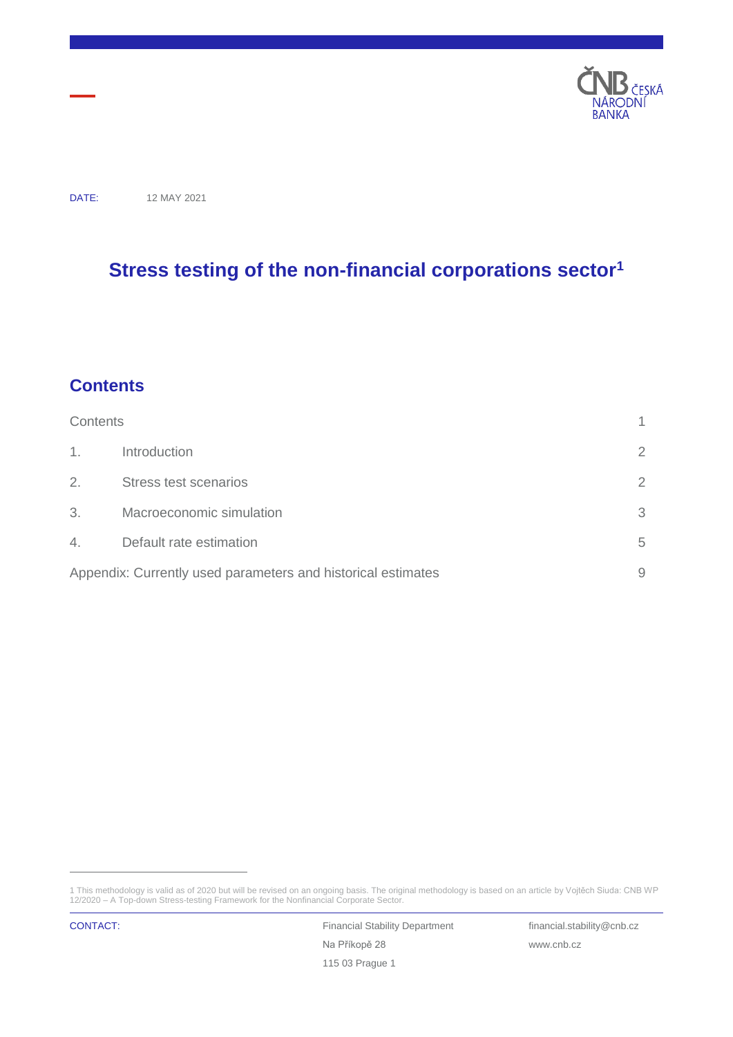DATE: 12 MAY 2021

# Stress testing of the non-financial corporations sector[1]

## Contents

| | | |
|---|---|---|
| Contents | | 1 |
| 1. | Introduction | 2 |
| 2. | Stress test scenarios | 2 |
| 3. | Macroeconomic simulation | 3 |
| 4. | Default rate estimation | 5 |
| Appendix: Currently used parameters and historical estimates | | 9 |

1 This methodology is valid as of 2020 but will be revised on an ongoing basis. The original methodology is based on an article by Vojtěch Siuda: CNB WP 12/2020 – A Top-down Stress-testing Framework for the Nonfinancial Corporate Sector.

CONTACT: Financial Stability Department, Na Příkopě 28, 115 03 Prague 1 — financial.stability@cnb.cz — www.cnb.cz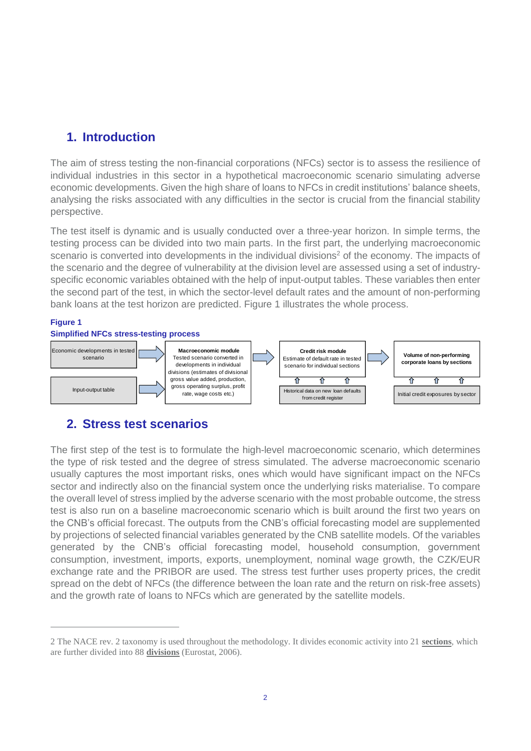# 1. Introduction

The aim of stress testing the non-financial corporations (NFCs) sector is to assess the resilience of individual industries in this sector in a hypothetical macroeconomic scenario simulating adverse economic developments. Given the high share of loans to NFCs in credit institutions' balance sheets, analysing the risks associated with any difficulties in the sector is crucial from the financial stability perspective.

The test itself is dynamic and is usually conducted over a three-year horizon. In simple terms, the testing process can be divided into two main parts. In the first part, the underlying macroeconomic scenario is converted into developments in the individual divisions[2] of the economy. The impacts of the scenario and the degree of vulnerability at the division level are assessed using a set of industry-specific economic variables obtained with the help of input-output tables. These variables then enter the second part of the test, in which the sector-level default rates and the amount of non-performing bank loans at the test horizon are predicted. Figure 1 illustrates the whole process.

**Figure 1**

**Simplified NFCs stress-testing process**

Economic developments in tested scenario → **Macroeconomic module** Tested scenario converted in developments in individual divisions (estimates of divisional gross value added, production, gross operating surplus, profit rate, wage costs etc.) → **Credit risk module** Estimate of default rate in tested scenario for individual sections → **Volume of non-performing corporate loans by sections**

Input-output table → Macroeconomic module

Historical data on new loan defaults from credit register → Credit risk module

Initial credit exposures by sector → Volume of non-performing corporate loans by sections

# 2. Stress test scenarios

The first step of the test is to formulate the high-level macroeconomic scenario, which determines the type of risk tested and the degree of stress simulated. The adverse macroeconomic scenario usually captures the most important risks, ones which would have significant impact on the NFCs sector and indirectly also on the financial system once the underlying risks materialise. To compare the overall level of stress implied by the adverse scenario with the most probable outcome, the stress test is also run on a baseline macroeconomic scenario which is built around the first two years on the CNB's official forecast. The outputs from the CNB's official forecasting model are supplemented by projections of selected financial variables generated by the CNB satellite models. Of the variables generated by the CNB's official forecasting model, household consumption, government consumption, investment, imports, exports, unemployment, nominal wage growth, the CZK/EUR exchange rate and the PRIBOR are used. The stress test further uses property prices, the credit spread on the debt of NFCs (the difference between the loan rate and the return on risk-free assets) and the growth rate of loans to NFCs which are generated by the satellite models.

---

[2] The NACE rev. 2 taxonomy is used throughout the methodology. It divides economic activity into 21 **sections**, which are further divided into 88 **divisions** (Eurostat, 2006).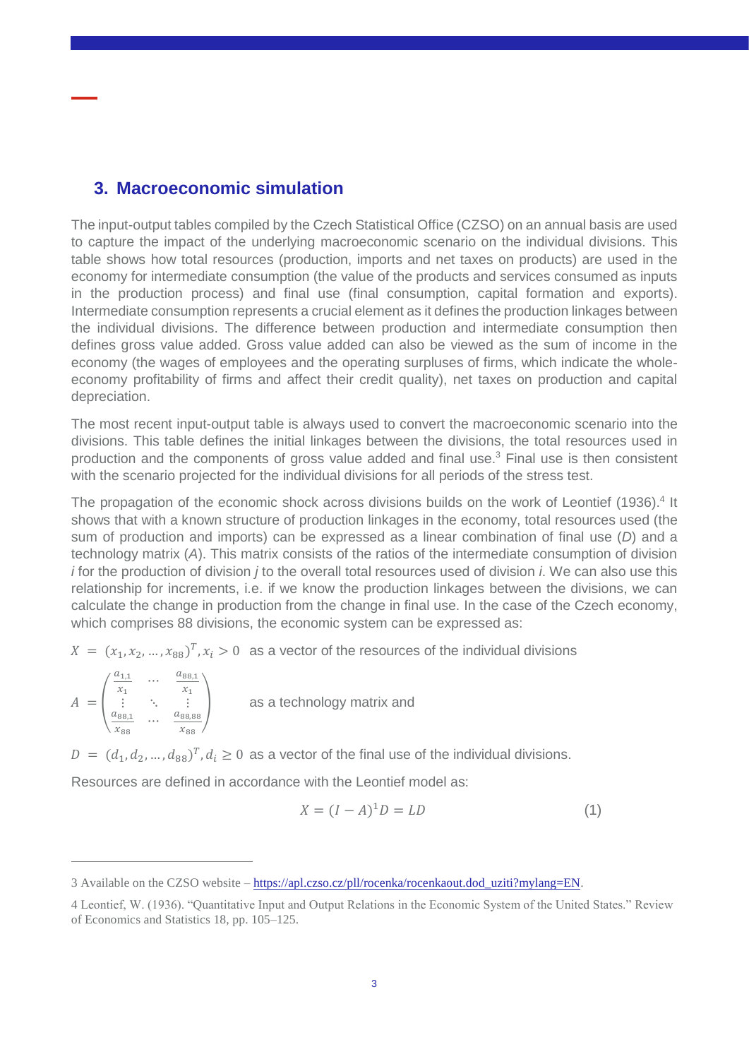## 3. Macroeconomic simulation

The input-output tables compiled by the Czech Statistical Office (CZSO) on an annual basis are used to capture the impact of the underlying macroeconomic scenario on the individual divisions. This table shows how total resources (production, imports and net taxes on products) are used in the economy for intermediate consumption (the value of the products and services consumed as inputs in the production process) and final use (final consumption, capital formation and exports). Intermediate consumption represents a crucial element as it defines the production linkages between the individual divisions. The difference between production and intermediate consumption then defines gross value added. Gross value added can also be viewed as the sum of income in the economy (the wages of employees and the operating surpluses of firms, which indicate the whole-economy profitability of firms and affect their credit quality), net taxes on production and capital depreciation.

The most recent input-output table is always used to convert the macroeconomic scenario into the divisions. This table defines the initial linkages between the divisions, the total resources used in production and the components of gross value added and final use.[3] Final use is then consistent with the scenario projected for the individual divisions for all periods of the stress test.

The propagation of the economic shock across divisions builds on the work of Leontief (1936).[4] It shows that with a known structure of production linkages in the economy, total resources used (the sum of production and imports) can be expressed as a linear combination of final use (*D*) and a technology matrix (*A*). This matrix consists of the ratios of the intermediate consumption of division *i* for the production of division *j* to the overall total resources used of division *i*. We can also use this relationship for increments, i.e. if we know the production linkages between the divisions, we can calculate the change in production from the change in final use. In the case of the Czech economy, which comprises 88 divisions, the economic system can be expressed as:

$X = (x_1, x_2, \dots, x_{88})^T, x_i > 0$ as a vector of the resources of the individual divisions

$A = \begin{pmatrix} \frac{a_{1,1}}{x_1} & \cdots & \frac{a_{88,1}}{x_1} \\ \vdots & \ddots & \vdots \\ \frac{a_{88,1}}{x_{88}} & \cdots & \frac{a_{88,88}}{x_{88}} \end{pmatrix}$ as a technology matrix and

$D = (d_1, d_2, \dots, d_{88})^T, d_i \geq 0$ as a vector of the final use of the individual divisions.

Resources are defined in accordance with the Leontief model as:

$$X = (I - A)^1 D = LD \quad (1)$$

---

3 Available on the CZSO website – https://apl.czso.cz/pll/rocenka/rocenkaout.dod_uziti?mylang=EN.

4 Leontief, W. (1936). “Quantitative Input and Output Relations in the Economic System of the United States.” Review of Economics and Statistics 18, pp. 105–125.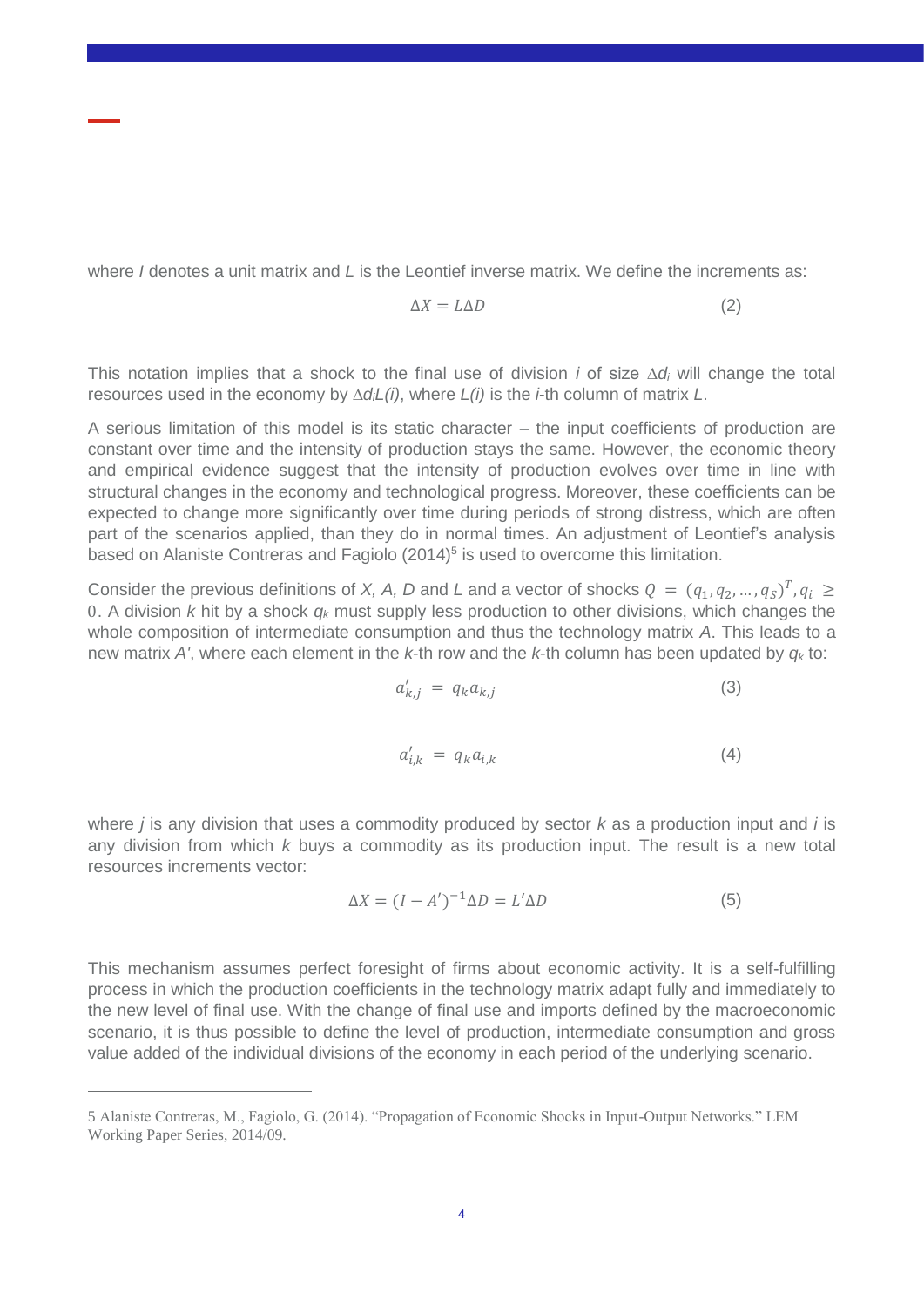where $I$ denotes a unit matrix and $L$ is the Leontief inverse matrix. We define the increments as:

$$\Delta X = L \Delta D \tag{2}$$

This notation implies that a shock to the final use of division $i$ of size $\Delta d_i$ will change the total resources used in the economy by $\Delta d_i L(i)$, where $L(i)$ is the $i$-th column of matrix $L$.

A serious limitation of this model is its static character – the input coefficients of production are constant over time and the intensity of production stays the same. However, the economic theory and empirical evidence suggest that the intensity of production evolves over time in line with structural changes in the economy and technological progress. Moreover, these coefficients can be expected to change more significantly over time during periods of strong distress, which are often part of the scenarios applied, than they do in normal times. An adjustment of Leontief's analysis based on Alaniste Contreras and Fagiolo (2014)[5] is used to overcome this limitation.

Consider the previous definitions of $X$, $A$, $D$ and $L$ and a vector of shocks $Q = (q_1, q_2, \ldots, q_S)^T, q_i \geq 0$. A division $k$ hit by a shock $q_k$ must supply less production to other divisions, which changes the whole composition of intermediate consumption and thus the technology matrix $A$. This leads to a new matrix $A'$, where each element in the $k$-th row and the $k$-th column has been updated by $q_k$ to:

$$a'_{k,j} = q_k a_{k,j} \tag{3}$$

$$a'_{i,k} = q_k a_{i,k} \tag{4}$$

where $j$ is any division that uses a commodity produced by sector $k$ as a production input and $i$ is any division from which $k$ buys a commodity as its production input. The result is a new total resources increments vector:

$$\Delta X = (I - A')^{-1} \Delta D = L' \Delta D \tag{5}$$

This mechanism assumes perfect foresight of firms about economic activity. It is a self-fulfilling process in which the production coefficients in the technology matrix adapt fully and immediately to the new level of final use. With the change of final use and imports defined by the macroeconomic scenario, it is thus possible to define the level of production, intermediate consumption and gross value added of the individual divisions of the economy in each period of the underlying scenario.

---

[5] Alaniste Contreras, M., Fagiolo, G. (2014). "Propagation of Economic Shocks in Input-Output Networks." LEM Working Paper Series, 2014/09.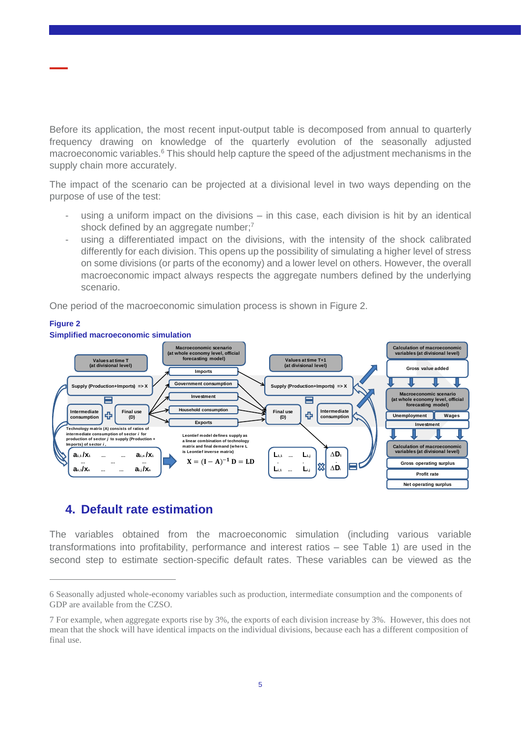Before its application, the most recent input-output table is decomposed from annual to quarterly frequency drawing on knowledge of the quarterly evolution of the seasonally adjusted macroeconomic variables.[6] This should help capture the speed of the adjustment mechanisms in the supply chain more accurately.

The impact of the scenario can be projected at a divisional level in two ways depending on the purpose of use of the test:

- using a uniform impact on the divisions – in this case, each division is hit by an identical shock defined by an aggregate number;[7]
- using a differentiated impact on the divisions, with the intensity of the shock calibrated differently for each division. This opens up the possibility of simulating a higher level of stress on some divisions (or parts of the economy) and a lower level on others. However, the overall macroeconomic impact always respects the aggregate numbers defined by the underlying scenario.

One period of the macroeconomic simulation process is shown in Figure 2.

**Figure 2**
**Simplified macroeconomic simulation**

Values at time T (at divisional level)

Macroeconomic scenario (at whole economy level, official forecasting model)

Imports

Government consumption

Investment

Household consumption

Exports

Values at time T+1 (at divisional level)

Supply (Production+Imports) => X

Intermediate consumption

Final use (D)

Technology matrix (A) consists of ratios of intermediate consumption of sector *i* for production of sector *j* to supply (Production + Imports) of sector *i*.

$$\begin{matrix} a_{1,1}/X_1 & \dots & \dots & a_{1,n}/X_1 \\ \dots & & \dots & \dots \\ a_{n,1}/X_n & \dots & \dots & a_{i,j}/X_n \end{matrix}$$

Leontief model defines supply as a linear combination of technology matrix and final demand (where L is Leontief inverse matrix)

$$\mathbf{X} = (\mathbf{I} - \mathbf{A})^{-1}\,\mathbf{D} = \mathbf{LD}$$

$$\begin{matrix} L_{1,1} & \dots & L_{1,j} \\ . & & . \\ L_{i,1} & \dots & L_{i,j} \end{matrix} \times \begin{matrix} \Delta D_1 \\ . \\ \Delta D_i \end{matrix}$$

Calculation of macroeconomic variables (at divisional level)

Gross value added

Macroeconomic scenario (at whole economy level, official forecasting model)

Unemployment

Wages

Investment

Calculation of macroeconomic variables (at divisional level)

Gross operating surplus

Profit rate

Net operating surplus

## 4. Default rate estimation

The variables obtained from the macroeconomic simulation (including various variable transformations into profitability, performance and interest ratios – see Table 1) are used in the second step to estimate section-specific default rates. These variables can be viewed as the

---

6 Seasonally adjusted whole-economy variables such as production, intermediate consumption and the components of GDP are available from the CZSO.

7 For example, when aggregate exports rise by 3%, the exports of each division increase by 3%. However, this does not mean that the shock will have identical impacts on the individual divisions, because each has a different composition of final use.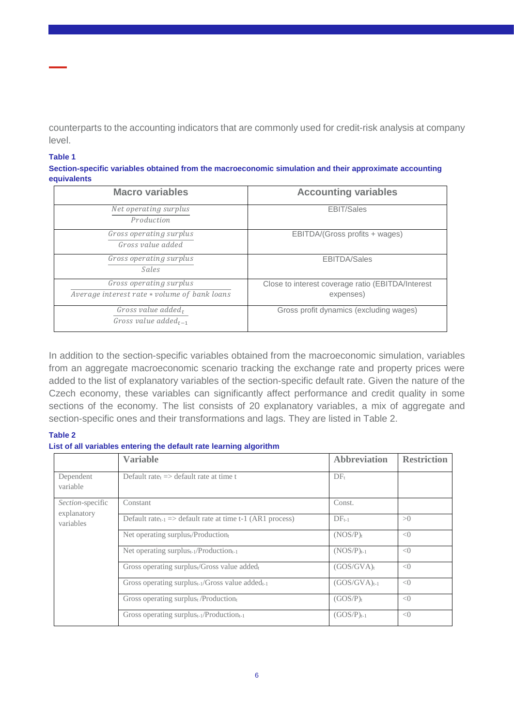counterparts to the accounting indicators that are commonly used for credit-risk analysis at company level.

**Table 1**

**Section-specific variables obtained from the macroeconomic simulation and their approximate accounting equivalents**

| Macro variables | Accounting variables |
|---|---|
| $\frac{\textit{Net operating surplus}}{\textit{Production}}$ | EBIT/Sales |
| $\frac{\textit{Gross operating surplus}}{\textit{Gross value added}}$ | EBITDA/(Gross profits + wages) |
| $\frac{\textit{Gross operating surplus}}{\textit{Sales}}$ | EBITDA/Sales |
| $\frac{\textit{Gross operating surplus}}{\textit{Average interest rate} * \textit{volume of bank loans}}$ | Close to interest coverage ratio (EBITDA/Interest expenses) |
| $\frac{\textit{Gross value added}_t}{\textit{Gross value added}_{t-1}}$ | Gross profit dynamics (excluding wages) |

In addition to the section-specific variables obtained from the macroeconomic simulation, variables from an aggregate macroeconomic scenario tracking the exchange rate and property prices were added to the list of explanatory variables of the section-specific default rate. Given the nature of the Czech economy, these variables can significantly affect performance and credit quality in some sections of the economy. The list consists of 20 explanatory variables, a mix of aggregate and section-specific ones and their transformations and lags. They are listed in Table 2.

**Table 2**

**List of all variables entering the default rate learning algorithm**

| | Variable | Abbreviation | Restriction |
|---|---|---|---|
| Dependent variable | Default rate$_t$ => default rate at time t | DF$_t$ | |
| *Section*-specific explanatory variables | Constant | Const. | |
| | Default rate$_{t-1}$ => default rate at time t-1 (AR1 process) | DF$_{t-1}$ | >0 |
| | Net operating surplus$_t$/Production$_t$ | (NOS/P)$_t$ | <0 |
| | Net operating surplus$_{t-1}$/Production$_{t-1}$ | (NOS/P)$_{t-1}$ | <0 |
| | Gross operating surplus$_t$/Gross value added$_t$ | (GOS/GVA)$_t$ | <0 |
| | Gross operating surplus$_{t-1}$/Gross value added$_{t-1}$ | (GOS/GVA)$_{t-1}$ | <0 |
| | Gross operating surplus$_t$ /Production$_t$ | (GOS/P)$_t$ | <0 |
| | Gross operating surplus$_{t-1}$/Production$_{t-1}$ | (GOS/P)$_{t-1}$ | <0 |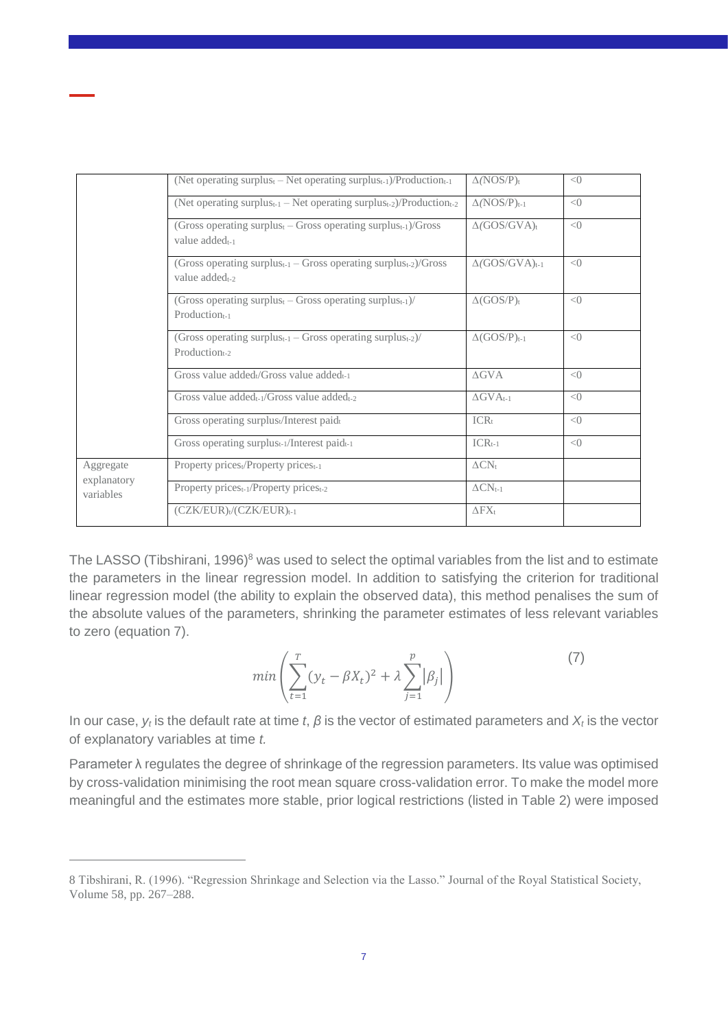| | | | |
|---|---|---|---|
| | (Net operating surplus$_t$ – Net operating surplus$_{t-1}$)/Production$_{t-1}$ | $\Delta$(NOS/P)$_t$ | <0 |
| | (Net operating surplus$_{t-1}$ – Net operating surplus$_{t-2}$)/Production$_{t-2}$ | $\Delta$(NOS/P)$_{t-1}$ | <0 |
| | (Gross operating surplus$_t$ – Gross operating surplus$_{t-1}$)/Gross value added$_{t-1}$ | $\Delta$(GOS/GVA)$_t$ | <0 |
| | (Gross operating surplus$_{t-1}$ – Gross operating surplus$_{t-2}$)/Gross value added$_{t-2}$ | $\Delta$(GOS/GVA)$_{t-1}$ | <0 |
| | (Gross operating surplus$_t$ – Gross operating surplus$_{t-1}$)/ Production$_{t-1}$ | $\Delta$(GOS/P)$_t$ | <0 |
| | (Gross operating surplus$_{t-1}$ – Gross operating surplus$_{t-2}$)/ Production$_{t-2}$ | $\Delta$(GOS/P)$_{t-1}$ | <0 |
| | Gross value added$_t$/Gross value added$_{t-1}$ | $\Delta$GVA | <0 |
| | Gross value added$_{t-1}$/Gross value added$_{t-2}$ | $\Delta$GVA$_{t-1}$ | <0 |
| | Gross operating surplus$_t$/Interest paid$_t$ | ICR$_t$ | <0 |
| | Gross operating surplus$_{t-1}$/Interest paid$_{t-1}$ | ICR$_{t-1}$ | <0 |
| Aggregate explanatory variables | Property prices$_t$/Property prices$_{t-1}$ | $\Delta$CN$_t$ | |
| | Property prices$_{t-1}$/Property prices$_{t-2}$ | $\Delta$CN$_{t-1}$ | |
| | (CZK/EUR)$_t$/(CZK/EUR)$_{t-1}$ | $\Delta$FX$_t$ | |

The LASSO (Tibshirani, 1996)[8] was used to select the optimal variables from the list and to estimate the parameters in the linear regression model. In addition to satisfying the criterion for traditional linear regression model (the ability to explain the observed data), this method penalises the sum of the absolute values of the parameters, shrinking the parameter estimates of less relevant variables to zero (equation 7).

$$min\left(\sum_{t=1}^{T}(y_t - \beta X_t)^2 + \lambda \sum_{j=1}^{p}|\beta_j|\right) \tag{7}$$

In our case, $y_t$ is the default rate at time $t$, $\beta$ is the vector of estimated parameters and $X_t$ is the vector of explanatory variables at time $t$.

Parameter $\lambda$ regulates the degree of shrinkage of the regression parameters. Its value was optimised by cross-validation minimising the root mean square cross-validation error. To make the model more meaningful and the estimates more stable, prior logical restrictions (listed in Table 2) were imposed

8 Tibshirani, R. (1996). "Regression Shrinkage and Selection via the Lasso." Journal of the Royal Statistical Society, Volume 58, pp. 267–288.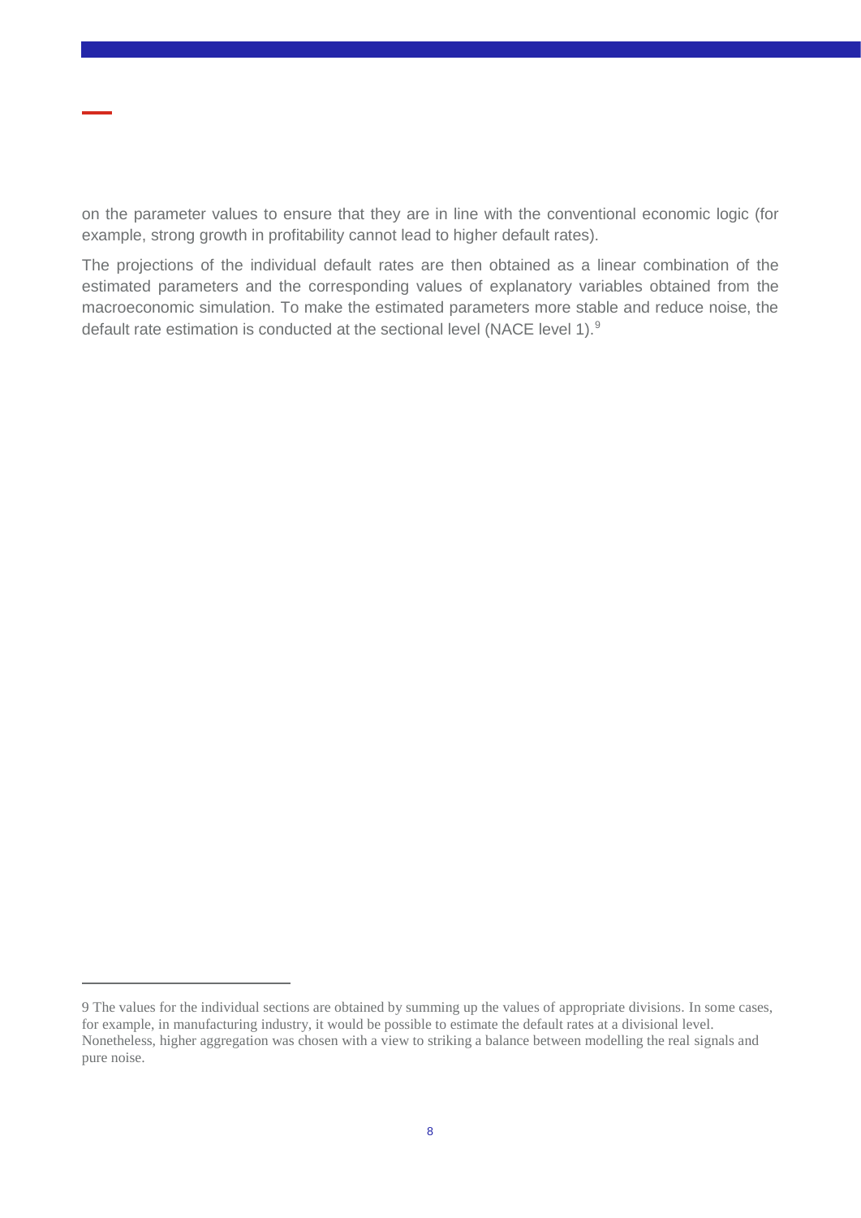on the parameter values to ensure that they are in line with the conventional economic logic (for example, strong growth in profitability cannot lead to higher default rates).

The projections of the individual default rates are then obtained as a linear combination of the estimated parameters and the corresponding values of explanatory variables obtained from the macroeconomic simulation. To make the estimated parameters more stable and reduce noise, the default rate estimation is conducted at the sectional level (NACE level 1).[9]

---

9 The values for the individual sections are obtained by summing up the values of appropriate divisions. In some cases, for example, in manufacturing industry, it would be possible to estimate the default rates at a divisional level. Nonetheless, higher aggregation was chosen with a view to striking a balance between modelling the real signals and pure noise.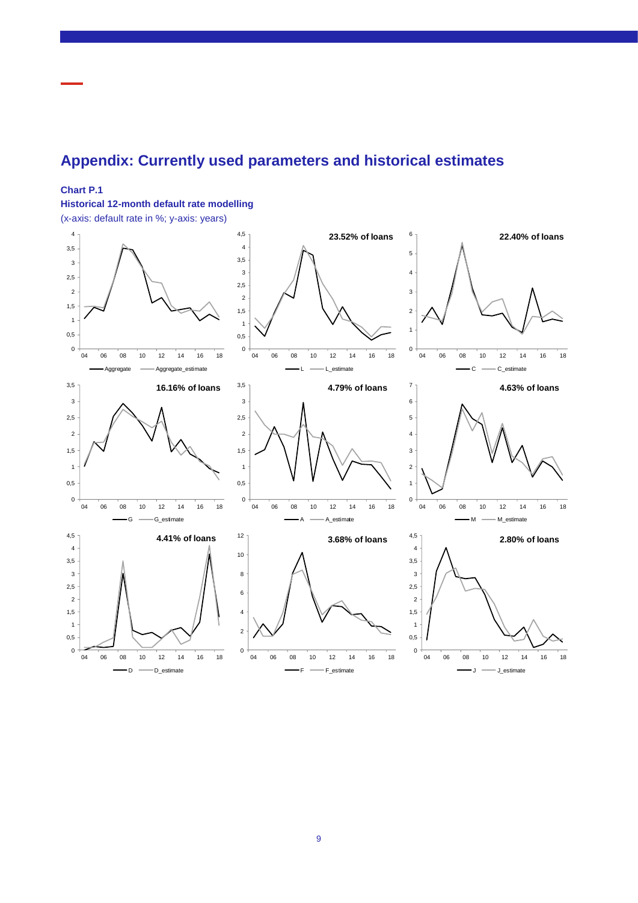# Appendix: Currently used parameters and historical estimates

**Chart P.1**

**Historical 12-month default rate modelling**

(x-axis: default rate in %; y-axis: years)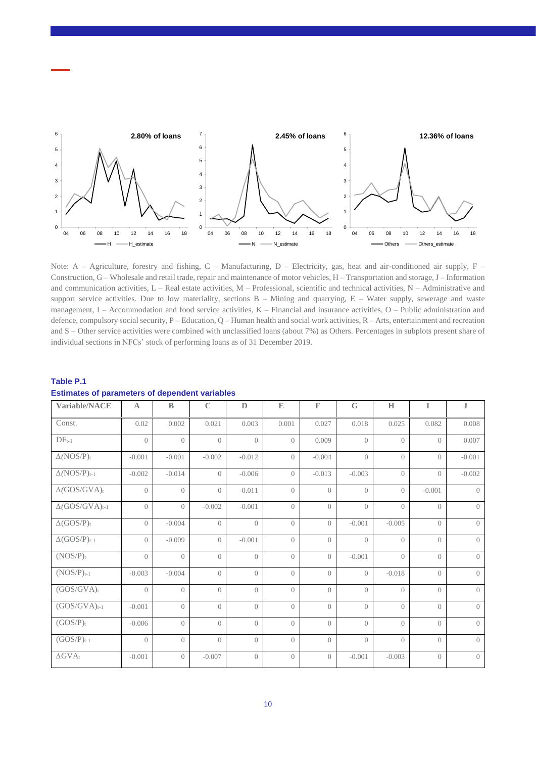Note: A – Agriculture, forestry and fishing, C – Manufacturing, D – Electricity, gas, heat and air-conditioned air supply, F – Construction, G – Wholesale and retail trade, repair and maintenance of motor vehicles, H – Transportation and storage, J – Information and communication activities, L – Real estate activities, M – Professional, scientific and technical activities, N – Administrative and support service activities. Due to low materiality, sections B – Mining and quarrying, E – Water supply, sewerage and waste management, I – Accommodation and food service activities, K – Financial and insurance activities, O – Public administration and defence, compulsory social security, P – Education, Q – Human health and social work activities, R – Arts, entertainment and recreation and S – Other service activities were combined with unclassified loans (about 7%) as Others. Percentages in subplots present share of individual sections in NFCs' stock of performing loans as of 31 December 2019.

**Table P.1**
**Estimates of parameters of dependent variables**

| Variable/NACE | A | B | C | D | E | F | G | H | I | J |
|---|---|---|---|---|---|---|---|---|---|---|
| Const. | 0.02 | 0.002 | 0.021 | 0.003 | 0.001 | 0.027 | 0.018 | 0.025 | 0.082 | 0.008 |
| $DF_{t-1}$ | 0 | 0 | 0 | 0 | 0 | 0.009 | 0 | 0 | 0 | 0.007 |
| $\Delta(NOS/P)_t$ | -0.001 | -0.001 | -0.002 | -0.012 | 0 | -0.004 | 0 | 0 | 0 | -0.001 |
| $\Delta(NOS/P)_{t-1}$ | -0.002 | -0.014 | 0 | -0.006 | 0 | -0.013 | -0.003 | 0 | 0 | -0.002 |
| $\Delta(GOS/GVA)_t$ | 0 | 0 | 0 | -0.011 | 0 | 0 | 0 | 0 | -0.001 | 0 |
| $\Delta(GOS/GVA)_{t-1}$ | 0 | 0 | -0.002 | -0.001 | 0 | 0 | 0 | 0 | 0 | 0 |
| $\Delta(GOS/P)_t$ | 0 | -0.004 | 0 | 0 | 0 | 0 | -0.001 | -0.005 | 0 | 0 |
| $\Delta(GOS/P)_{t-1}$ | 0 | -0.009 | 0 | -0.001 | 0 | 0 | 0 | 0 | 0 | 0 |
| $(NOS/P)_t$ | 0 | 0 | 0 | 0 | 0 | 0 | -0.001 | 0 | 0 | 0 |
| $(NOS/P)_{t-1}$ | -0.003 | -0.004 | 0 | 0 | 0 | 0 | 0 | -0.018 | 0 | 0 |
| $(GOS/GVA)_t$ | 0 | 0 | 0 | 0 | 0 | 0 | 0 | 0 | 0 | 0 |
| $(GOS/GVA)_{t-1}$ | -0.001 | 0 | 0 | 0 | 0 | 0 | 0 | 0 | 0 | 0 |
| $(GOS/P)_t$ | -0.006 | 0 | 0 | 0 | 0 | 0 | 0 | 0 | 0 | 0 |
| $(GOS/P)_{t-1}$ | 0 | 0 | 0 | 0 | 0 | 0 | 0 | 0 | 0 | 0 |
| $\Delta GVA_t$ | -0.001 | 0 | -0.007 | 0 | 0 | 0 | -0.001 | -0.003 | 0 | 0 |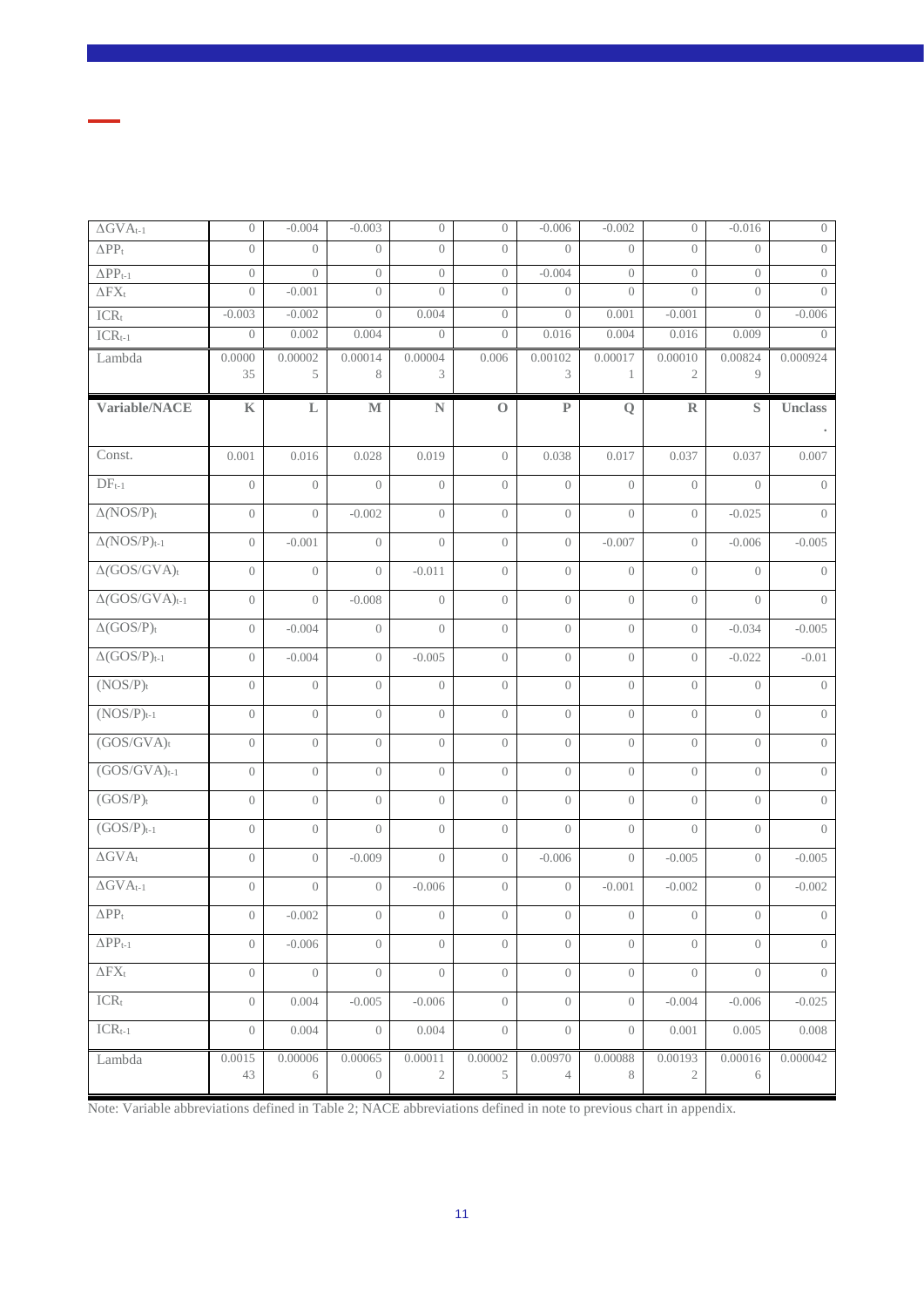| | | | | | | | | | | |
|---|---|---|---|---|---|---|---|---|---|---|
| $\Delta GVA_{t-1}$ | 0 | -0.004 | -0.003 | 0 | 0 | -0.006 | -0.002 | 0 | -0.016 | 0 |
| $\Delta PP_t$ | 0 | 0 | 0 | 0 | 0 | 0 | 0 | 0 | 0 | 0 |
| $\Delta PP_{t-1}$ | 0 | 0 | 0 | 0 | 0 | -0.004 | 0 | 0 | 0 | 0 |
| $\Delta FX_t$ | 0 | -0.001 | 0 | 0 | 0 | 0 | 0 | 0 | 0 | 0 |
| $ICR_t$ | -0.003 | -0.002 | 0 | 0.004 | 0 | 0 | 0.001 | -0.001 | 0 | -0.006 |
| $ICR_{t-1}$ | 0 | 0.002 | 0.004 | 0 | 0 | 0.016 | 0.004 | 0.016 | 0.009 | 0 |
| Lambda | 0.000035 | 0.000025 | 0.000148 | 0.000043 | 0.006 | 0.001023 | 0.000171 | 0.000102 | 0.008249 | 0.000924 |
| **Variable/NACE** | **K** | **L** | **M** | **N** | **O** | **P** | **Q** | **R** | **S** | **Unclass.** |
| Const. | 0.001 | 0.016 | 0.028 | 0.019 | 0 | 0.038 | 0.017 | 0.037 | 0.037 | 0.007 |
| $DF_{t-1}$ | 0 | 0 | 0 | 0 | 0 | 0 | 0 | 0 | 0 | 0 |
| $\Delta(NOS/P)_t$ | 0 | 0 | -0.002 | 0 | 0 | 0 | 0 | 0 | -0.025 | 0 |
| $\Delta(NOS/P)_{t-1}$ | 0 | -0.001 | 0 | 0 | 0 | 0 | -0.007 | 0 | -0.006 | -0.005 |
| $\Delta(GOS/GVA)_t$ | 0 | 0 | 0 | -0.011 | 0 | 0 | 0 | 0 | 0 | 0 |
| $\Delta(GOS/GVA)_{t-1}$ | 0 | 0 | -0.008 | 0 | 0 | 0 | 0 | 0 | 0 | 0 |
| $\Delta(GOS/P)_t$ | 0 | -0.004 | 0 | 0 | 0 | 0 | 0 | 0 | -0.034 | -0.005 |
| $\Delta(GOS/P)_{t-1}$ | 0 | -0.004 | 0 | -0.005 | 0 | 0 | 0 | 0 | -0.022 | -0.01 |
| $(NOS/P)_t$ | 0 | 0 | 0 | 0 | 0 | 0 | 0 | 0 | 0 | 0 |
| $(NOS/P)_{t-1}$ | 0 | 0 | 0 | 0 | 0 | 0 | 0 | 0 | 0 | 0 |
| $(GOS/GVA)_t$ | 0 | 0 | 0 | 0 | 0 | 0 | 0 | 0 | 0 | 0 |
| $(GOS/GVA)_{t-1}$ | 0 | 0 | 0 | 0 | 0 | 0 | 0 | 0 | 0 | 0 |
| $(GOS/P)_t$ | 0 | 0 | 0 | 0 | 0 | 0 | 0 | 0 | 0 | 0 |
| $(GOS/P)_{t-1}$ | 0 | 0 | 0 | 0 | 0 | 0 | 0 | 0 | 0 | 0 |
| $\Delta GVA_t$ | 0 | 0 | -0.009 | 0 | 0 | -0.006 | 0 | -0.005 | 0 | -0.005 |
| $\Delta GVA_{t-1}$ | 0 | 0 | 0 | -0.006 | 0 | 0 | -0.001 | -0.002 | 0 | -0.002 |
| $\Delta PP_t$ | 0 | -0.002 | 0 | 0 | 0 | 0 | 0 | 0 | 0 | 0 |
| $\Delta PP_{t-1}$ | 0 | -0.006 | 0 | 0 | 0 | 0 | 0 | 0 | 0 | 0 |
| $\Delta FX_t$ | 0 | 0 | 0 | 0 | 0 | 0 | 0 | 0 | 0 | 0 |
| $ICR_t$ | 0 | 0.004 | -0.005 | -0.006 | 0 | 0 | 0 | -0.004 | -0.006 | -0.025 |
| $ICR_{t-1}$ | 0 | 0.004 | 0 | 0.004 | 0 | 0 | 0 | 0.001 | 0.005 | 0.008 |
| Lambda | 0.001543 | 0.000066 | 0.000650 | 0.000112 | 0.000025 | 0.009704 | 0.000888 | 0.001932 | 0.000166 | 0.000042 |

Note: Variable abbreviations defined in Table 2; NACE abbreviations defined in note to previous chart in appendix.